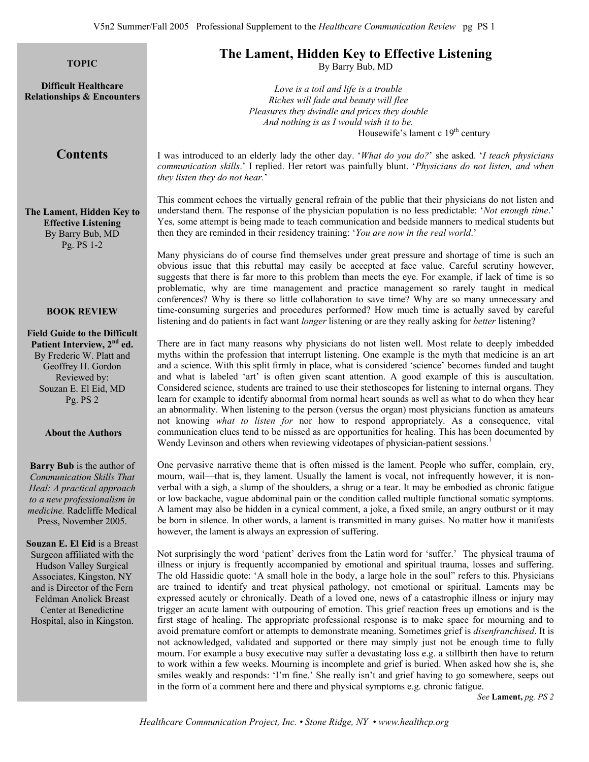**TOPIC**

**Difficult Healthcare Relationships & Encounters**

## Contents

**The Lament, Hidden Key to Effective Listening**
By Barry Bub, MD
Pg. PS 1-2

**BOOK REVIEW**

**Field Guide to the Difficult Patient Interview, 2nd ed.**
By Frederic W. Platt and Geoffrey H. Gordon
Reviewed by:
Souzan E. El Eid, MD
Pg. PS 2

**About the Authors**

**Barry Bub** is the author of *Communication Skills That Heal: A practical approach to a new professionalism in medicine.* Radcliffe Medical Press, November 2005.

**Souzan E. El Eid** is a Breast Surgeon affiliated with the Hudson Valley Surgical Associates, Kingston, NY and is Director of the Fern Feldman Anolick Breast Center at Benedictine Hospital, also in Kingston.

# The Lament, Hidden Key to Effective Listening

By Barry Bub, MD

*Love is a toil and life is a trouble*
*Riches will fade and beauty will flee*
*Pleasures they dwindle and prices they double*
*And nothing is as I would wish it to be.*
Housewife's lament c 19th century

I was introduced to an elderly lady the other day. '*What do you do?*' she asked. '*I teach physicians communication skills*.' I replied. Her retort was painfully blunt. '*Physicians do not listen, and when they listen they do not hear.*'

This comment echoes the virtually general refrain of the public that their physicians do not listen and understand them. The response of the physician population is no less predictable: '*Not enough time*.' Yes, some attempt is being made to teach communication and bedside manners to medical students but then they are reminded in their residency training: '*You are now in the real world*.'

Many physicians do of course find themselves under great pressure and shortage of time is such an obvious issue that this rebuttal may easily be accepted at face value. Careful scrutiny however, suggests that there is far more to this problem than meets the eye. For example, if lack of time is so problematic, why are time management and practice management so rarely taught in medical conferences? Why is there so little collaboration to save time? Why are so many unnecessary and time-consuming surgeries and procedures performed? How much time is actually saved by careful listening and do patients in fact want *longer* listening or are they really asking for *better* listening?

There are in fact many reasons why physicians do not listen well. Most relate to deeply imbedded myths within the profession that interrupt listening. One example is the myth that medicine is an art and a science. With this split firmly in place, what is considered 'science' becomes funded and taught and what is labeled 'art' is often given scant attention. A good example of this is auscultation. Considered science, students are trained to use their stethoscopes for listening to internal organs. They learn for example to identify abnormal from normal heart sounds as well as what to do when they hear an abnormality. When listening to the person (versus the organ) most physicians function as amateurs not knowing *what to listen for* nor how to respond appropriately. As a consequence, vital communication clues tend to be missed as are opportunities for healing. This has been documented by Wendy Levinson and others when reviewing videotapes of physician-patient sessions.[1]

One pervasive narrative theme that is often missed is the lament. People who suffer, complain, cry, mourn, wail—that is, they lament. Usually the lament is vocal, not infrequently however, it is non-verbal with a sigh, a slump of the shoulders, a shrug or a tear. It may be embodied as chronic fatigue or low backache, vague abdominal pain or the condition called multiple functional somatic symptoms. A lament may also be hidden in a cynical comment, a joke, a fixed smile, an angry outburst or it may be born in silence. In other words, a lament is transmitted in many guises. No matter how it manifests however, the lament is always an expression of suffering.

Not surprisingly the word 'patient' derives from the Latin word for 'suffer.' The physical trauma of illness or injury is frequently accompanied by emotional and spiritual trauma, losses and suffering. The old Hassidic quote: 'A small hole in the body, a large hole in the soul" refers to this. Physicians are trained to identify and treat physical pathology, not emotional or spiritual. Laments may be expressed acutely or chronically. Death of a loved one, news of a catastrophic illness or injury may trigger an acute lament with outpouring of emotion. This grief reaction frees up emotions and is the first stage of healing. The appropriate professional response is to make space for mourning and to avoid premature comfort or attempts to demonstrate meaning. Sometimes grief is *disenfranchised*. It is not acknowledged, validated and supported or there may simply just not be enough time to fully mourn. For example a busy executive may suffer a devastating loss e.g. a stillbirth then have to return to work within a few weeks. Mourning is incomplete and grief is buried. When asked how she is, she smiles weakly and responds: 'I'm fine.' She really isn't and grief having to go somewhere, seeps out in the form of a comment here and there and physical symptoms e.g. chronic fatigue.

*See* **Lament,** *pg. PS 2*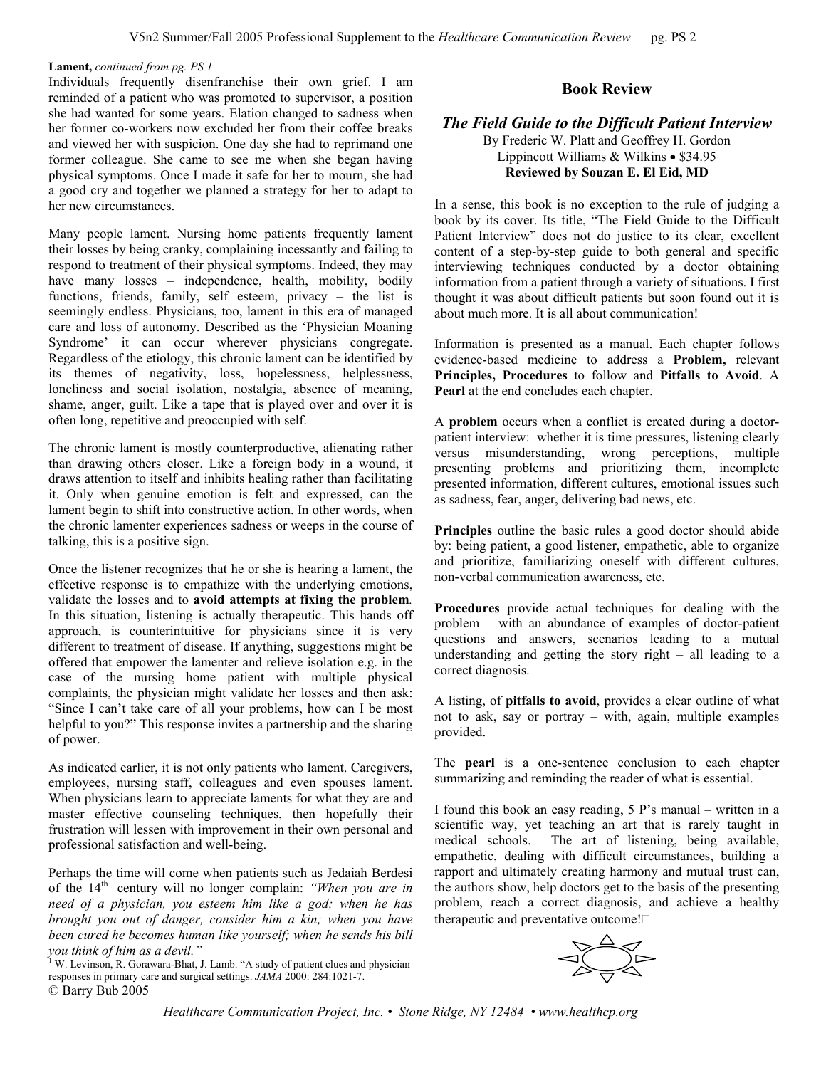**Lament,** *continued from pg. PS 1*

Individuals frequently disenfranchise their own grief. I am reminded of a patient who was promoted to supervisor, a position she had wanted for some years. Elation changed to sadness when her former co-workers now excluded her from their coffee breaks and viewed her with suspicion. One day she had to reprimand one former colleague. She came to see me when she began having physical symptoms. Once I made it safe for her to mourn, she had a good cry and together we planned a strategy for her to adapt to her new circumstances.

Many people lament. Nursing home patients frequently lament their losses by being cranky, complaining incessantly and failing to respond to treatment of their physical symptoms. Indeed, they may have many losses – independence, health, mobility, bodily functions, friends, family, self esteem, privacy – the list is seemingly endless. Physicians, too, lament in this era of managed care and loss of autonomy. Described as the 'Physician Moaning Syndrome' it can occur wherever physicians congregate. Regardless of the etiology, this chronic lament can be identified by its themes of negativity, loss, hopelessness, helplessness, loneliness and social isolation, nostalgia, absence of meaning, shame, anger, guilt. Like a tape that is played over and over it is often long, repetitive and preoccupied with self.

The chronic lament is mostly counterproductive, alienating rather than drawing others closer. Like a foreign body in a wound, it draws attention to itself and inhibits healing rather than facilitating it. Only when genuine emotion is felt and expressed, can the lament begin to shift into constructive action. In other words, when the chronic lamenter experiences sadness or weeps in the course of talking, this is a positive sign.

Once the listener recognizes that he or she is hearing a lament, the effective response is to empathize with the underlying emotions, validate the losses and to **avoid attempts at fixing the problem**. In this situation, listening is actually therapeutic. This hands off approach, is counterintuitive for physicians since it is very different to treatment of disease. If anything, suggestions might be offered that empower the lamenter and relieve isolation e.g. in the case of the nursing home patient with multiple physical complaints, the physician might validate her losses and then ask: "Since I can't take care of all your problems, how can I be most helpful to you?" This response invites a partnership and the sharing of power.

As indicated earlier, it is not only patients who lament. Caregivers, employees, nursing staff, colleagues and even spouses lament. When physicians learn to appreciate laments for what they are and master effective counseling techniques, then hopefully their frustration will lessen with improvement in their own personal and professional satisfaction and well-being.

Perhaps the time will come when patients such as Jedaiah Berdesi of the 14th century will no longer complain: *"When you are in need of a physician, you esteem him like a god; when he has brought you out of danger, consider him a kin; when you have been cured he becomes human like yourself; when he sends his bill you think of him as a devil."*

[1] W. Levinson, R. Gorawara-Bhat, J. Lamb. "A study of patient clues and physician responses in primary care and surgical settings. *JAMA* 2000: 284:1021-7.

© Barry Bub 2005

## Book Review

### *The Field Guide to the Difficult Patient Interview*

By Frederic W. Platt and Geoffrey H. Gordon
Lippincott Williams & Wilkins • $34.95
**Reviewed by Souzan E. El Eid, MD**

In a sense, this book is no exception to the rule of judging a book by its cover. Its title, "The Field Guide to the Difficult Patient Interview" does not do justice to its clear, excellent content of a step-by-step guide to both general and specific interviewing techniques conducted by a doctor obtaining information from a patient through a variety of situations. I first thought it was about difficult patients but soon found out it is about much more. It is all about communication!

Information is presented as a manual. Each chapter follows evidence-based medicine to address a **Problem,** relevant **Principles, Procedures** to follow and **Pitfalls to Avoid**. A **Pearl** at the end concludes each chapter.

A **problem** occurs when a conflict is created during a doctor-patient interview: whether it is time pressures, listening clearly versus misunderstanding, wrong perceptions, multiple presenting problems and prioritizing them, incomplete presented information, different cultures, emotional issues such as sadness, fear, anger, delivering bad news, etc.

**Principles** outline the basic rules a good doctor should abide by: being patient, a good listener, empathetic, able to organize and prioritize, familiarizing oneself with different cultures, non-verbal communication awareness, etc.

**Procedures** provide actual techniques for dealing with the problem – with an abundance of examples of doctor-patient questions and answers, scenarios leading to a mutual understanding and getting the story right – all leading to a correct diagnosis.

A listing, of **pitfalls to avoid**, provides a clear outline of what not to ask, say or portray – with, again, multiple examples provided.

The **pearl** is a one-sentence conclusion to each chapter summarizing and reminding the reader of what is essential.

I found this book an easy reading, 5 P's manual – written in a scientific way, yet teaching an art that is rarely taught in medical schools. The art of listening, being available, empathetic, dealing with difficult circumstances, building a rapport and ultimately creating harmony and mutual trust can, the authors show, help doctors get to the basis of the presenting problem, reach a correct diagnosis, and achieve a healthy therapeutic and preventative outcome!

Healthcare Communication Project, Inc. • Stone Ridge, NY 12484 • www.healthcp.org